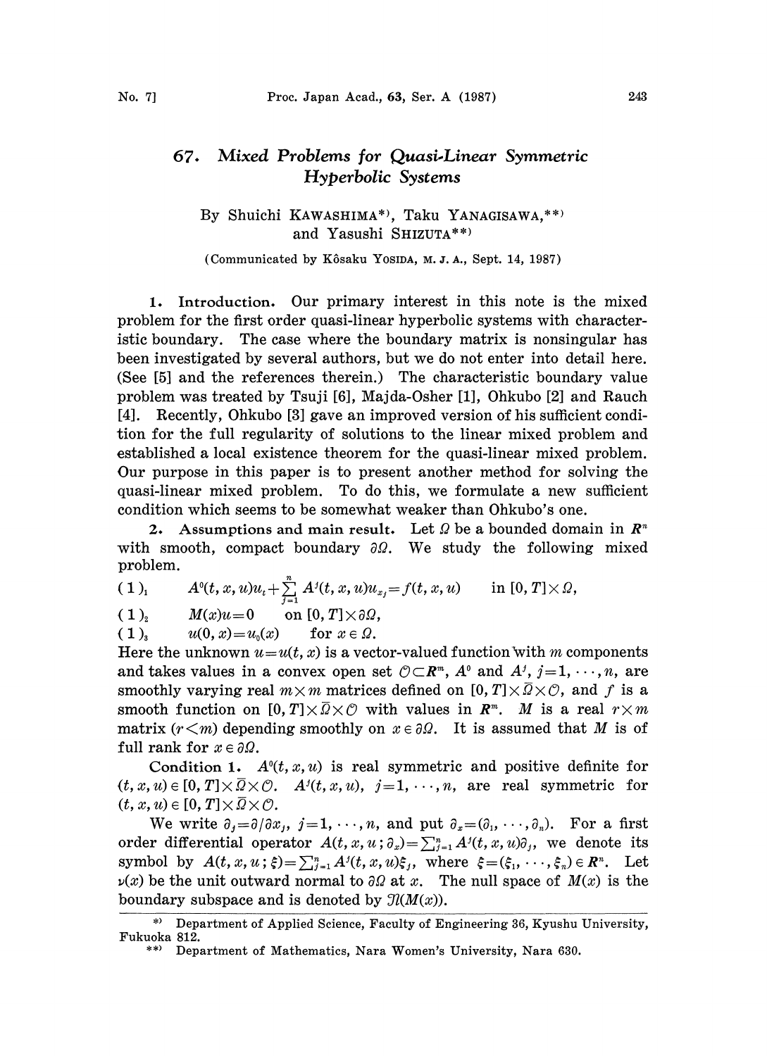# 67. Mixed Problems for Quasi-Linear Symmetric Hyperbolic Systems

By Shuichi KAWASHIMA\*), Taku YANAGISAWA,\*\*) and Yasushi SHIZUTA\*\*)

(Communicated by Kôsaku YOSIDA, M. J. A., Sept. 14, 1987)

**1. Introduction.** Our primary interest in this note is the mixed problem for the first order quasi-linear hyperbolic systems with characteristic boundary. The case where the boundary matrix is nonsingular has been investigated by several authors, but we do not enter into detail here. (See [5] and the references therein.) The characteristic boundary value problem was treated by Tsuji [6], Majda-Osher [1], Ohkubo [2] and Rauch [4]. Recently, Ohkubo [3] gave an improved version of his sufficient condition for the full regularity of solutions to the linear mixed problem and established a local existence theorem for the quasi-linear mixed problem. Our purpose in this paper is to present another method for solving the quasi-linear mixed problem. To do this, we formulate a new sufficient condition which seems to be somewhat weaker than Ohkubo's one.

**2. Assumptions and main result.** Let $\Omega$ be a bounded domain in $\boldsymbol{R}^n$ with smooth, compact boundary $\partial\Omega$. We study the following mixed problem.

$$(1)_1 \qquad A^0(t,x,u)u_t+\sum_{j=1}^{n}A^j(t,x,u)u_{x_j}=f(t,x,u) \qquad \text{in } [0,T]\times\Omega,$$

$$(1)_2 \qquad M(x)u=0 \qquad \text{on } [0,T]\times\partial\Omega,$$

$$(1)_3 \qquad u(0,x)=u_0(x) \qquad \text{for } x\in\Omega.$$

Here the unknown $u=u(t,x)$ is a vector-valued function with $m$ components and takes values in a convex open set $\mathcal{O}\subset\boldsymbol{R}^m$, $A^0$ and $A^j$, $j=1,\cdots,n$, are smoothly varying real $m\times m$ matrices defined on $[0,T]\times\bar{\Omega}\times\mathcal{O}$, and $f$ is a smooth function on $[0,T]\times\bar{\Omega}\times\mathcal{O}$ with values in $\boldsymbol{R}^m$. $M$ is a real $r\times m$ matrix ($r<m$) depending smoothly on $x\in\partial\Omega$. It is assumed that $M$ is of full rank for $x\in\partial\Omega$.

**Condition 1.** $A^0(t,x,u)$ is real symmetric and positive definite for $(t,x,u)\in[0,T]\times\bar{\Omega}\times\mathcal{O}$. $A^j(t,x,u)$, $j=1,\cdots,n$, are real symmetric for $(t,x,u)\in[0,T]\times\bar{\Omega}\times\mathcal{O}$.

We write $\partial_j=\partial/\partial x_j$, $j=1,\cdots,n$, and put $\partial_x=(\partial_1,\cdots,\partial_n)$. For a first order differential operator $A(t,x,u;\partial_x)=\sum_{j=1}^{n}A^j(t,x,u)\partial_j$, we denote its symbol by $A(t,x,u;\xi)=\sum_{j=1}^{n}A^j(t,x,u)\xi_j$, where $\xi=(\xi_1,\cdots,\xi_n)\in\boldsymbol{R}^n$. Let $\nu(x)$ be the unit outward normal to $\partial\Omega$ at $x$. The null space of $M(x)$ is the boundary subspace and is denoted by $\mathcal{N}(M(x))$.

---

\*) Department of Applied Science, Faculty of Engineering 36, Kyushu University, Fukuoka 812.

\*\*) Department of Mathematics, Nara Women's University, Nara 630.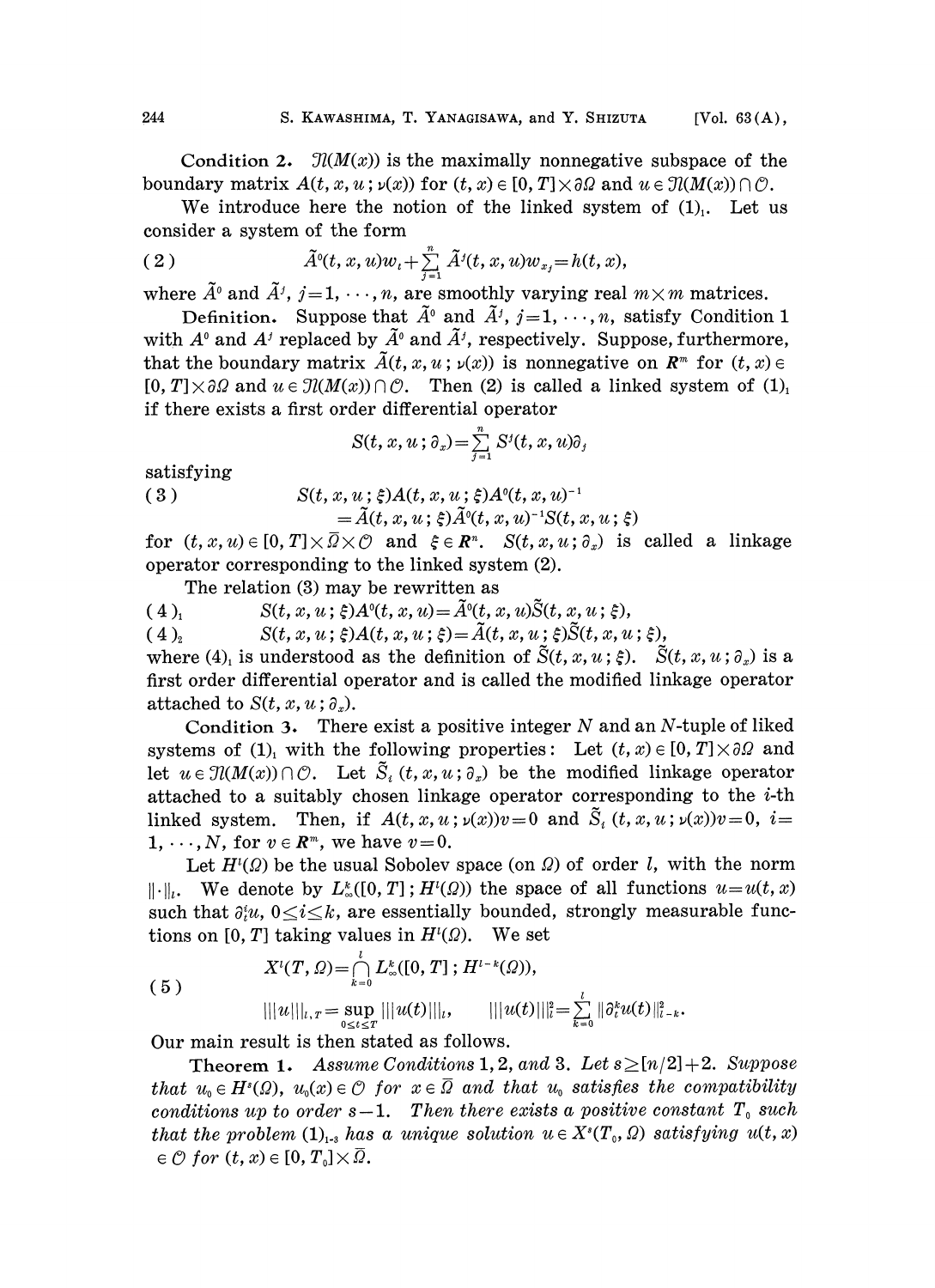**Condition 2.** $\mathcal{N}(M(x))$ is the maximally nonnegative subspace of the boundary matrix $A(t, x, u; \nu(x))$ for $(t, x) \in [0, T] \times \partial\Omega$ and $u \in \mathcal{N}(M(x)) \cap \mathcal{O}$.

We introduce here the notion of the linked system of $(1)_1$. Let us consider a system of the form

$$\tilde{A}^0(t, x, u)w_t + \sum_{j=1}^{n} \tilde{A}^j(t, x, u)w_{x_j} = h(t, x), \tag{2}$$

where $\tilde{A}^0$ and $\tilde{A}^j$, $j=1, \cdots, n$, are smoothly varying real $m \times m$ matrices.

**Definition.** Suppose that $\tilde{A}^0$ and $\tilde{A}^j$, $j=1, \cdots, n$, satisfy Condition 1 with $A^0$ and $A^j$ replaced by $\tilde{A}^0$ and $\tilde{A}^j$, respectively. Suppose, furthermore, that the boundary matrix $\tilde{A}(t, x, u; \nu(x))$ is nonnegative on $\boldsymbol{R}^m$ for $(t, x) \in [0, T] \times \partial\Omega$ and $u \in \mathcal{N}(M(x)) \cap \mathcal{O}$. Then (2) is called a linked system of $(1)_1$ if there exists a first order differential operator

$$S(t, x, u; \partial_x) = \sum_{j=1}^{n} S^j(t, x, u)\partial_j$$

satisfying

$$\begin{aligned} S(t, x, u; \xi)A(t, x, u; \xi)A^0(t, x, u)^{-1} \\ = \tilde{A}(t, x, u; \xi)\tilde{A}^0(t, x, u)^{-1}S(t, x, u; \xi) \end{aligned} \tag{3}$$

for $(t, x, u) \in [0, T] \times \bar{\Omega} \times \mathcal{O}$ and $\xi \in \boldsymbol{R}^n$. $S(t, x, u; \partial_x)$ is called a linkage operator corresponding to the linked system (2).

The relation (3) may be rewritten as

$$S(t, x, u; \xi)A^0(t, x, u) = \tilde{A}^0(t, x, u)\tilde{S}(t, x, u; \xi), \tag{4$_1$}$$

$$S(t, x, u; \xi)A(t, x, u; \xi) = \tilde{A}(t, x, u; \xi)\tilde{S}(t, x, u; \xi), \tag{4$_2$}$$

where $(4)_1$ is understood as the definition of $\tilde{S}(t, x, u; \xi)$. $\tilde{S}(t, x, u; \partial_x)$ is a first order differential operator and is called the modified linkage operator attached to $S(t, x, u; \partial_x)$.

**Condition 3.** There exist a positive integer $N$ and an $N$-tuple of liked systems of $(1)_1$ with the following properties: Let $(t, x) \in [0, T] \times \partial\Omega$ and let $u \in \mathcal{N}(M(x)) \cap \mathcal{O}$. Let $\tilde{S}_i(t, x, u; \partial_x)$ be the modified linkage operator attached to a suitably chosen linkage operator corresponding to the $i$-th linked system. Then, if $A(t, x, u; \nu(x))v = 0$ and $\tilde{S}_i(t, x, u; \nu(x))v = 0$, $i = 1, \cdots, N$, for $v \in \boldsymbol{R}^m$, we have $v = 0$.

Let $H^l(\Omega)$ be the usual Sobolev space (on $\Omega$) of order $l$, with the norm $\|\cdot\|_l$. We denote by $L^k_\infty([0, T]; H^l(\Omega))$ the space of all functions $u = u(t, x)$ such that $\partial^i_t u$, $0 \le i \le k$, are essentially bounded, strongly measurable functions on $[0, T]$ taking values in $H^l(\Omega)$. We set

$$\begin{aligned} &X^l(T, \Omega) = \bigcap_{k=0}^{l} L^k_\infty([0, T]; H^{l-k}(\Omega)), \\ &|||u|||_{l,T} = \sup_{0 \le t \le T} |||u(t)|||_l, \qquad |||u(t)|||_l^2 = \sum_{k=0}^{l} \|\partial^k_t u(t)\|^2_{l-k}. \end{aligned} \tag{5}$$

Our main result is then stated as follows.

**Theorem 1.** *Assume Conditions* 1, 2, *and* 3. *Let* $s \ge [n/2] + 2$. *Suppose that* $u_0 \in H^s(\Omega)$, $u_0(x) \in \mathcal{O}$ *for* $x \in \bar{\Omega}$ *and that* $u_0$ *satisfies the compatibility conditions up to order* $s-1$. *Then there exists a positive constant* $T_0$ *such that the problem* $(1)_{1\text{-}3}$ *has a unique solution* $u \in X^s(T_0, \Omega)$ *satisfying* $u(t, x) \in \mathcal{O}$ *for* $(t, x) \in [0, T_0] \times \bar{\Omega}$.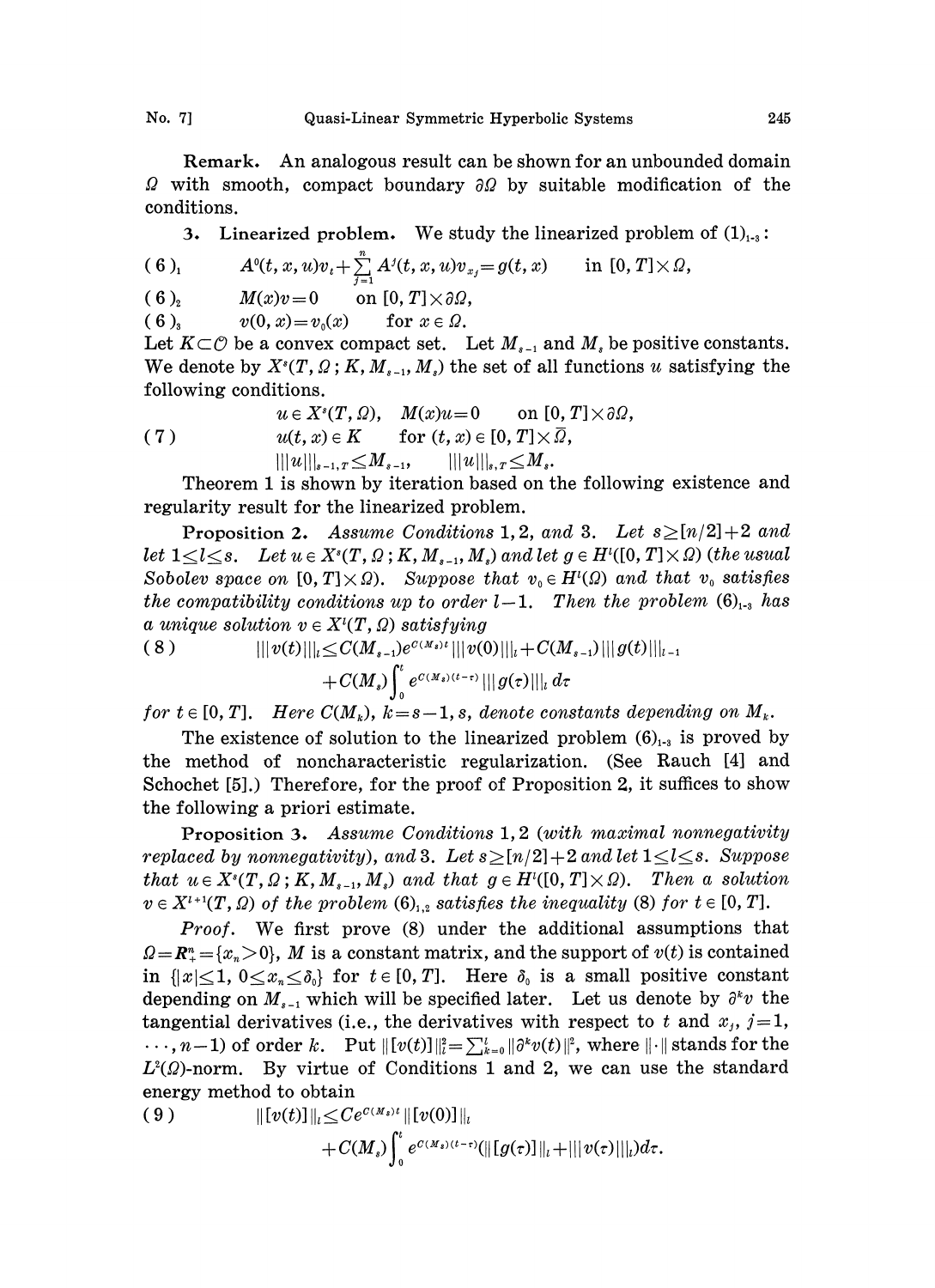**Remark.** An analogous result can be shown for an unbounded domain $\Omega$ with smooth, compact boundary $\partial\Omega$ by suitable modification of the conditions.

**3. Linearized problem.** We study the linearized problem of $(1)_{1\text{-}3}$:

$$(6)_1 \qquad A^0(t,x,u)v_t + \sum_{j=1}^{n} A^j(t,x,u)v_{x_j} = g(t,x) \qquad \text{in } [0,T]\times\Omega,$$

$$(6)_2 \qquad M(x)v = 0 \qquad \text{on } [0,T]\times\partial\Omega,$$

$$(6)_3 \qquad v(0,x) = v_0(x) \qquad \text{for } x\in\Omega.$$

Let $K\subset\mathcal{O}$ be a convex compact set. Let $M_{s-1}$ and $M_s$ be positive constants. We denote by $X^s(T,\Omega\,;K,M_{s-1},M_s)$ the set of all functions $u$ satisfying the following conditions.

$$(7) \qquad \begin{aligned} &u\in X^s(T,\Omega), \quad M(x)u=0 \quad \text{on } [0,T]\times\partial\Omega,\\ &u(t,x)\in K \quad \text{for } (t,x)\in[0,T]\times\bar{\Omega},\\ &|||u|||_{s-1,T}\le M_{s-1}, \quad |||u|||_{s,T}\le M_s. \end{aligned}$$

Theorem 1 is shown by iteration based on the following existence and regularity result for the linearized problem.

**Proposition 2.** *Assume Conditions* 1, 2, *and* 3. *Let* $s\ge[n/2]+2$ *and let* $1\le l\le s$. *Let* $u\in X^s(T,\Omega\,;K,M_{s-1},M_s)$ *and let* $g\in H^l([0,T]\times\Omega)$ *(the usual Sobolev space on* $[0,T]\times\Omega$*). Suppose that* $v_0\in H^l(\Omega)$ *and that* $v_0$ *satisfies the compatibility conditions up to order* $l-1$. *Then the problem* $(6)_{1\text{-}3}$ *has a unique solution* $v\in X^l(T,\Omega)$ *satisfying*

$$(8) \qquad \begin{aligned} |||v(t)|||_l \le{} & C(M_{s-1})e^{C(M_s)t}|||v(0)|||_l + C(M_{s-1})|||g(t)|||_{l-1}\\ &+ C(M_s)\int_0^t e^{C(M_s)(t-\tau)}|||g(\tau)|||_l\,d\tau \end{aligned}$$

*for* $t\in[0,T]$. *Here* $C(M_k)$, $k=s-1,s$, *denote constants depending on* $M_k$.

The existence of solution to the linearized problem $(6)_{1\text{-}3}$ is proved by the method of noncharacteristic regularization. (See Rauch [4] and Schochet [5].) Therefore, for the proof of Proposition 2, it suffices to show the following a priori estimate.

**Proposition 3.** *Assume Conditions* 1, 2 *(with maximal nonnegativity replaced by nonnegativity), and* 3. *Let* $s\ge[n/2]+2$ *and let* $1\le l\le s$. *Suppose that* $u\in X^s(T,\Omega\,;K,M_{s-1},M_s)$ *and that* $g\in H^l([0,T]\times\Omega)$. *Then a solution* $v\in X^{l+1}(T,\Omega)$ *of the problem* $(6)_{1,2}$ *satisfies the inequality* (8) *for* $t\in[0,T]$.

*Proof.* We first prove (8) under the additional assumptions that $\Omega=\mathbf{R}^n_+=\{x_n>0\}$, $M$ is a constant matrix, and the support of $v(t)$ is contained in $\{|x|\le 1,\ 0\le x_n\le\delta_0\}$ for $t\in[0,T]$. Here $\delta_0$ is a small positive constant depending on $M_{s-1}$ which will be specified later. Let us denote by $\partial^k v$ the tangential derivatives (i.e., the derivatives with respect to $t$ and $x_j$, $j=1,\cdots,n-1$) of order $k$. Put $\|[v(t)]\|_l^2=\sum_{k=0}^{l}\|\partial^k v(t)\|^2$, where $\|\cdot\|$ stands for the $L^2(\Omega)$-norm. By virtue of Conditions 1 and 2, we can use the standard energy method to obtain

$$(9) \qquad \begin{aligned} \|[v(t)]\|_l \le{} & Ce^{C(M_s)t}\|[v(0)]\|_l\\ &+ C(M_s)\int_0^t e^{C(M_s)(t-\tau)}(\|[g(\tau)]\|_l + |||v(\tau)|||_l)d\tau. \end{aligned}$$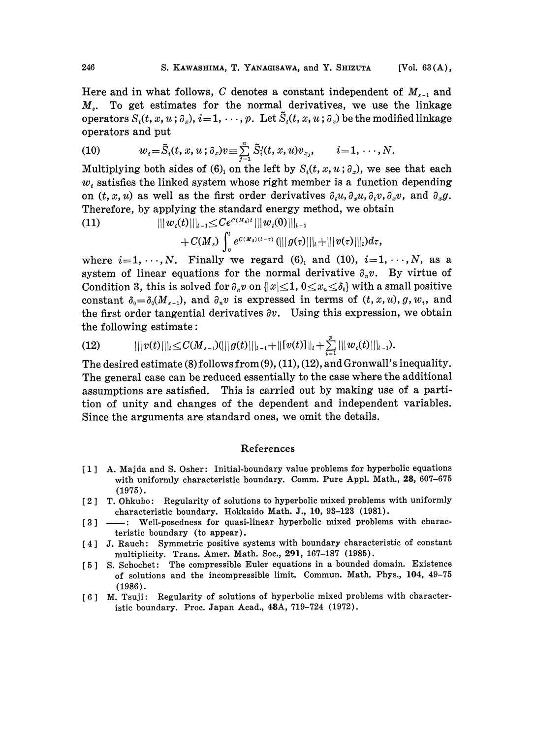Here and in what follows, $C$ denotes a constant independent of $M_{s-1}$ and $M_s$. To get estimates for the normal derivatives, we use the linkage operators $S_i(t, x, u; \partial_x)$, $i=1, \cdots, p$. Let $\tilde{S}_i(t, x, u; \partial_x)$ be the modified linkage operators and put

$$w_i = \tilde{S}_i(t, x, u; \partial_x)v \equiv \sum_{j=1}^{n} \tilde{S}_i^j(t, x, u)v_{x_j}, \qquad i=1, \cdots, N. \tag{10}$$

Multiplying both sides of $(6)_1$ on the left by $S_i(t, x, u; \partial_x)$, we see that each $w_i$ satisfies the linked system whose right member is a function depending on $(t, x, u)$ as well as the first order derivatives $\partial_t u, \partial_x u, \partial_t v, \partial_x v$, and $\partial_x g$. Therefore, by applying the standard energy method, we obtain

$$\begin{aligned} |||w_i(t)|||_{l-1} \leq & C e^{C(M_s)t} |||w_i(0)|||_{l-1} \\ & + C(M_s) \int_0^t e^{C(M_s)(t-\tau)} (|||g(\tau)|||_l + |||v(\tau)|||_l) d\tau, \end{aligned} \tag{11}$$

where $i=1, \cdots, N$. Finally we regard $(6)_1$ and (10), $i=1, \cdots, N$, as a system of linear equations for the normal derivative $\partial_n v$. By virtue of Condition 3, this is solved for $\partial_n v$ on $\{|x| \leq 1, 0 \leq x_n \leq \delta_0\}$ with a small positive constant $\delta_0 = \delta_0(M_{s-1})$, and $\partial_n v$ is expressed in terms of $(t, x, u)$, $g$, $w_i$, and the first order tangential derivatives $\partial v$. Using this expression, we obtain the following estimate:

$$|||v(t)|||_l \leq C(M_{s-1})(|||g(t)|||_{l-1} + \|[v(t)]\|_l + \sum_{i=1}^{p} |||w_i(t)|||_{l-1}). \tag{12}$$

The desired estimate (8) follows from (9), (11), (12), and Gronwall's inequality. The general case can be reduced essentially to the case where the additional assumptions are satisfied. This is carried out by making use of a partition of unity and changes of the dependent and independent variables. Since the arguments are standard ones, we omit the details.

## References

[1] A. Majda and S. Osher: Initial-boundary value problems for hyperbolic equations with uniformly characteristic boundary. Comm. Pure Appl. Math., **28**, 607–675 (1975).

[2] T. Ohkubo: Regularity of solutions to hyperbolic mixed problems with uniformly characteristic boundary. Hokkaido Math. J., **10**, 93–123 (1981).

[3] ——: Well-posedness for quasi-linear hyperbolic mixed problems with characteristic boundary (to appear).

[4] J. Rauch: Symmetric positive systems with boundary characteristic of constant multiplicity. Trans. Amer. Math. Soc., **291**, 167–187 (1985).

[5] S. Schochet: The compressible Euler equations in a bounded domain. Existence of solutions and the incompressible limit. Commun. Math. Phys., **104**, 49–75 (1986).

[6] M. Tsuji: Regularity of solutions of hyperbolic mixed problems with characteristic boundary. Proc. Japan Acad., **48A**, 719–724 (1972).